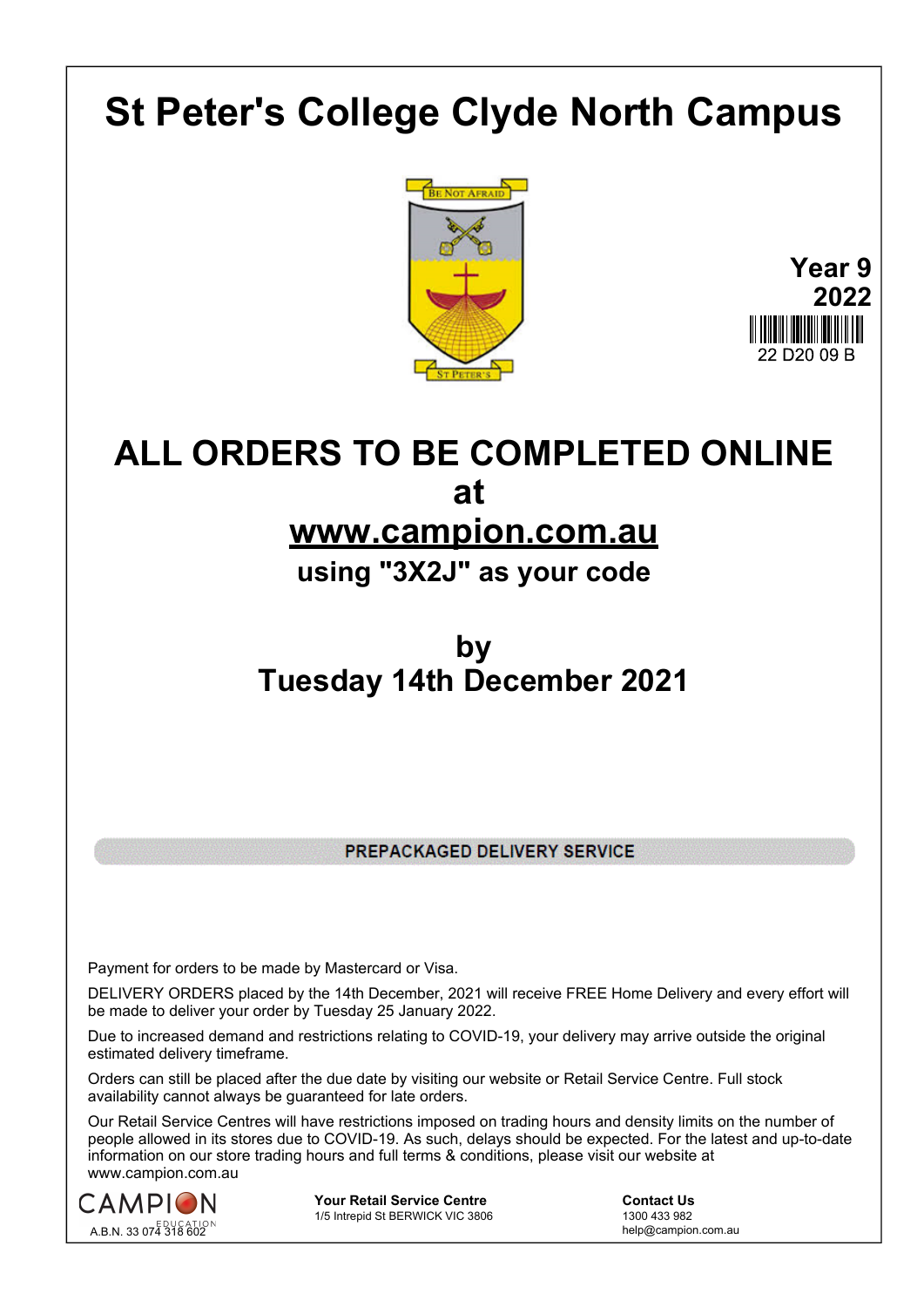# St Peter's College Clyde North Campus

BE NOT AFRAID

ST PETER'S

**Year 9**
**2022**

22 D20 09 B

## ALL ORDERS TO BE COMPLETED ONLINE at www.campion.com.au

**using "3X2J" as your code**

## by
## Tuesday 14th December 2021

**PREPACKAGED DELIVERY SERVICE**

Payment for orders to be made by Mastercard or Visa.

DELIVERY ORDERS placed by the 14th December, 2021 will receive FREE Home Delivery and every effort will be made to deliver your order by Tuesday 25 January 2022.

Due to increased demand and restrictions relating to COVID-19, your delivery may arrive outside the original estimated delivery timeframe.

Orders can still be placed after the due date by visiting our website or Retail Service Centre. Full stock availability cannot always be guaranteed for late orders.

Our Retail Service Centres will have restrictions imposed on trading hours and density limits on the number of people allowed in its stores due to COVID-19. As such, delays should be expected. For the latest and up-to-date information on our store trading hours and full terms & conditions, please visit our website at www.campion.com.au

CAMPION EDUCATION
A.B.N. 33 074 318 602

**Your Retail Service Centre**
1/5 Intrepid St BERWICK VIC 3806

**Contact Us**
1300 433 982
help@campion.com.au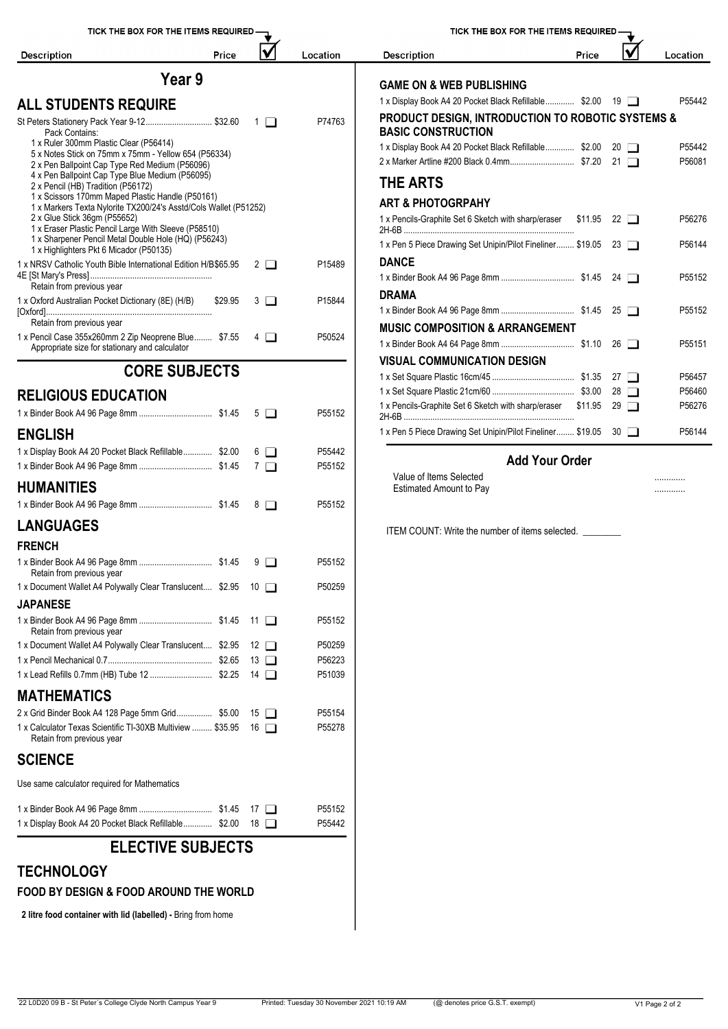TICK THE BOX FOR THE ITEMS REQUIRED

| Description | Price | ☑ | Location |
| --- | --- | --- | --- |

# Year 9

## ALL STUDENTS REQUIRE

| Description | Price | ☑ | Location |
| --- | --- | --- | --- |
| St Peters Stationery Pack Year 9-12 | $32.60 | 1 ❑ | P74763 |
| Pack Contains:<br>1 x Ruler 300mm Plastic Clear (P56414)<br>5 x Notes Stick on 75mm x 75mm - Yellow 654 (P56334)<br>2 x Pen Ballpoint Cap Type Red Medium (P56096)<br>4 x Pen Ballpoint Cap Type Blue Medium (P56095)<br>2 x Pencil (HB) Tradition (P56172)<br>1 x Scissors 170mm Maped Plastic Handle (P50161)<br>1 x Markers Texta Nylorite TX200/24's Asstd/Cols Wallet (P51252)<br>2 x Glue Stick 36gm (P55652)<br>1 x Eraser Plastic Pencil Large With Sleeve (P58510)<br>1 x Sharpener Pencil Metal Double Hole (HQ) (P56243)<br>1 x Highlighters Pkt 6 Micador (P50135) | | | |
| 1 x NRSV Catholic Youth Bible International Edition H/B 4E [St Mary's Press]<br>Retain from previous year | $65.95 | 2 ❑ | P15489 |
| 1 x Oxford Australian Pocket Dictionary (8E) (H/B) [Oxford]<br>Retain from previous year | $29.95 | 3 ❑ | P15844 |
| 1 x Pencil Case 355x260mm 2 Zip Neoprene Blue<br>Appropriate size for stationary and calculator | $7.55 | 4 ❑ | P50524 |

# CORE SUBJECTS

## RELIGIOUS EDUCATION

| Description | Price | ☑ | Location |
| --- | --- | --- | --- |
| 1 x Binder Book A4 96 Page 8mm | $1.45 | 5 ❑ | P55152 |

## ENGLISH

| Description | Price | ☑ | Location |
| --- | --- | --- | --- |
| 1 x Display Book A4 20 Pocket Black Refillable | $2.00 | 6 ❑ | P55442 |
| 1 x Binder Book A4 96 Page 8mm | $1.45 | 7 ❑ | P55152 |

## HUMANITIES

| Description | Price | ☑ | Location |
| --- | --- | --- | --- |
| 1 x Binder Book A4 96 Page 8mm | $1.45 | 8 ❑ | P55152 |

## LANGUAGES

### FRENCH

| Description | Price | ☑ | Location |
| --- | --- | --- | --- |
| 1 x Binder Book A4 96 Page 8mm<br>Retain from previous year | $1.45 | 9 ❑ | P55152 |
| 1 x Document Wallet A4 Polywally Clear Translucent | $2.95 | 10 ❑ | P50259 |

### JAPANESE

| Description | Price | ☑ | Location |
| --- | --- | --- | --- |
| 1 x Binder Book A4 96 Page 8mm<br>Retain from previous year | $1.45 | 11 ❑ | P55152 |
| 1 x Document Wallet A4 Polywally Clear Translucent | $2.95 | 12 ❑ | P50259 |
| 1 x Pencil Mechanical 0.7 | $2.65 | 13 ❑ | P56223 |
| 1 x Lead Refills 0.7mm (HB) Tube 12 | $2.25 | 14 ❑ | P51039 |

## MATHEMATICS

| Description | Price | ☑ | Location |
| --- | --- | --- | --- |
| 2 x Grid Binder Book A4 128 Page 5mm Grid | $5.00 | 15 ❑ | P55154 |
| 1 x Calculator Texas Scientific TI-30XB Multiview<br>Retain from previous year | $35.95 | 16 ❑ | P55278 |

## SCIENCE

Use same calculator required for Mathematics

| Description | Price | ☑ | Location |
| --- | --- | --- | --- |
| 1 x Binder Book A4 96 Page 8mm | $1.45 | 17 ❑ | P55152 |
| 1 x Display Book A4 20 Pocket Black Refillable | $2.00 | 18 ❑ | P55442 |

# ELECTIVE SUBJECTS

## TECHNOLOGY

### FOOD BY DESIGN & FOOD AROUND THE WORLD

**2 litre food container with lid (labelled) -** Bring from home

### GAME ON & WEB PUBLISHING

| Description | Price | ☑ | Location |
| --- | --- | --- | --- |
| 1 x Display Book A4 20 Pocket Black Refillable | $2.00 | 19 ❑ | P55442 |

### PRODUCT DESIGN, INTRODUCTION TO ROBOTIC SYSTEMS & BASIC CONSTRUCTION

| Description | Price | ☑ | Location |
| --- | --- | --- | --- |
| 1 x Display Book A4 20 Pocket Black Refillable | $2.00 | 20 ❑ | P55442 |
| 2 x Marker Artline #200 Black 0.4mm | $7.20 | 21 ❑ | P56081 |

## THE ARTS

### ART & PHOTOGRPAHY

| Description | Price | ☑ | Location |
| --- | --- | --- | --- |
| 1 x Pencils-Graphite Set 6 Sketch with sharp/eraser 2H-6B | $11.95 | 22 ❑ | P56276 |
| 1 x Pen 5 Piece Drawing Set Unipin/Pilot Fineliner | $19.05 | 23 ❑ | P56144 |

### DANCE

| Description | Price | ☑ | Location |
| --- | --- | --- | --- |
| 1 x Binder Book A4 96 Page 8mm | $1.45 | 24 ❑ | P55152 |

### DRAMA

| Description | Price | ☑ | Location |
| --- | --- | --- | --- |
| 1 x Binder Book A4 96 Page 8mm | $1.45 | 25 ❑ | P55152 |

### MUSIC COMPOSITION & ARRANGEMENT

| Description | Price | ☑ | Location |
| --- | --- | --- | --- |
| 1 x Binder Book A4 64 Page 8mm | $1.10 | 26 ❑ | P55151 |

### VISUAL COMMUNICATION DESIGN

| Description | Price | ☑ | Location |
| --- | --- | --- | --- |
| 1 x Set Square Plastic 16cm/45 | $1.35 | 27 ❑ | P56457 |
| 1 x Set Square Plastic 21cm/60 | $3.00 | 28 ❑ | P56460 |
| 1 x Pencils-Graphite Set 6 Sketch with sharp/eraser 2H-6B | $11.95 | 29 ❑ | P56276 |
| 1 x Pen 5 Piece Drawing Set Unipin/Pilot Fineliner | $19.05 | 30 ❑ | P56144 |

### Add Your Order

Value of Items Selected .............
Estimated Amount to Pay .............

ITEM COUNT: Write the number of items selected. ________

(@ denotes price G.S.T. exempt)